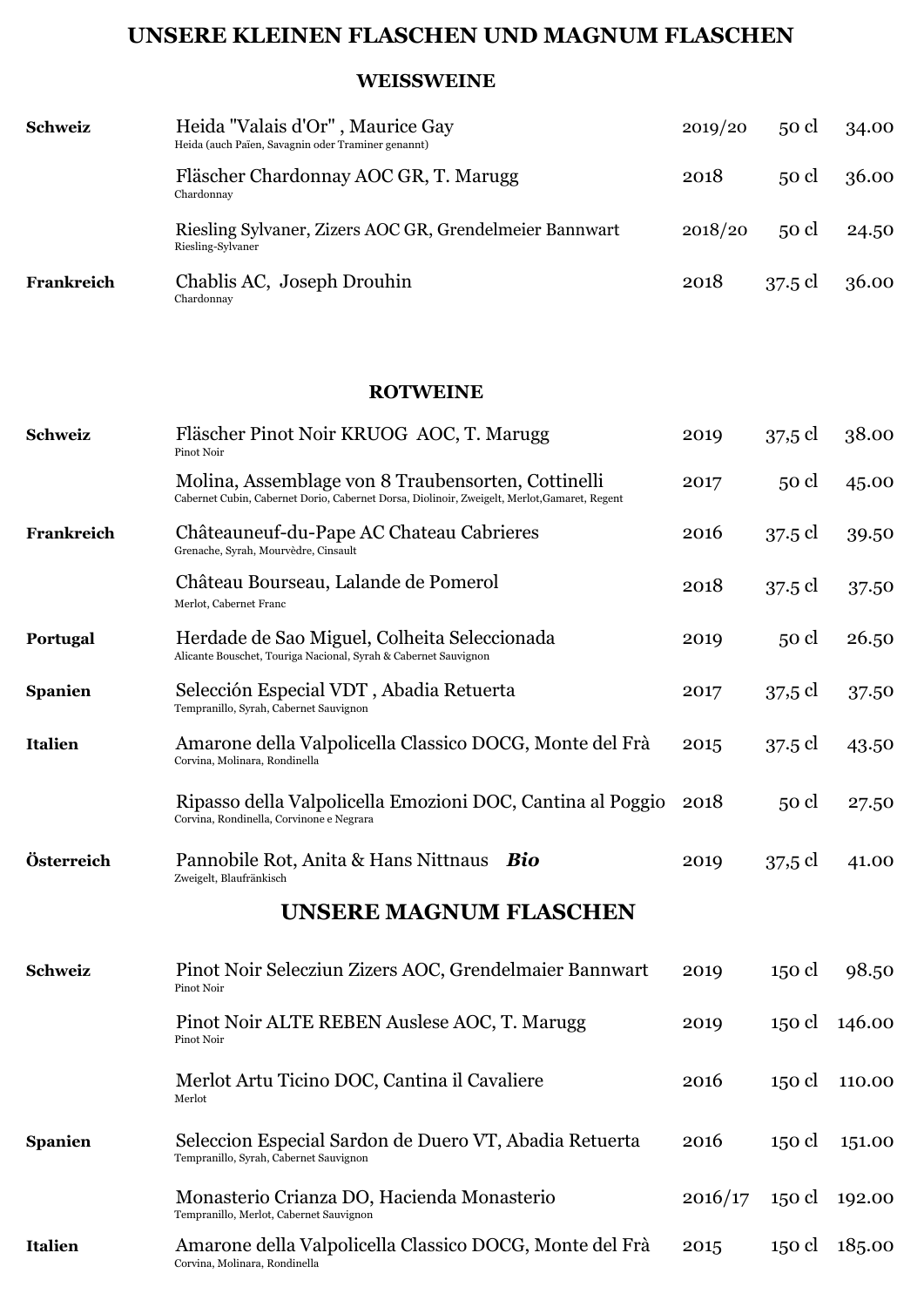# UNSERE KLEINEN FLASCHEN UND MAGNUM FLASCHEN

## WEISSWEINE

| Land | Wein | Jahrgang | Inhalt | Preis |
|---|---|---|---|---|
| **Schweiz** | Heida "Valais d'Or" , Maurice Gay<br>Heida (auch Païen, Savagnin oder Traminer genannt) | 2019/20 | 50 cl | 34.00 |
| | Fläscher Chardonnay AOC GR, T. Marugg<br>Chardonnay | 2018 | 50 cl | 36.00 |
| | Riesling Sylvaner, Zizers AOC GR, Grendelmeier Bannwart<br>Riesling-Sylvaner | 2018/20 | 50 cl | 24.50 |
| **Frankreich** | Chablis AC, Joseph Drouhin<br>Chardonnay | 2018 | 37.5 cl | 36.00 |

## ROTWEINE

| Land | Wein | Jahrgang | Inhalt | Preis |
|---|---|---|---|---|
| **Schweiz** | Fläscher Pinot Noir KRUOG AOC, T. Marugg<br>Pinot Noir | 2019 | 37,5 cl | 38.00 |
| | Molina, Assemblage von 8 Traubensorten, Cottinelli<br>Cabernet Cubin, Cabernet Dorio, Cabernet Dorsa, Diolinoir, Zweigelt, Merlot,Gamaret, Regent | 2017 | 50 cl | 45.00 |
| **Frankreich** | Châteauneuf-du-Pape AC Chateau Cabrieres<br>Grenache, Syrah, Mourvèdre, Cinsault | 2016 | 37.5 cl | 39.50 |
| | Château Bourseau, Lalande de Pomerol<br>Merlot, Cabernet Franc | 2018 | 37.5 cl | 37.50 |
| **Portugal** | Herdade de Sao Miguel, Colheita Seleccionada<br>Alicante Bouschet, Touriga Nacional, Syrah & Cabernet Sauvignon | 2019 | 50 cl | 26.50 |
| **Spanien** | Selección Especial VDT , Abadia Retuerta<br>Tempranillo, Syrah, Cabernet Sauvignon | 2017 | 37,5 cl | 37.50 |
| **Italien** | Amarone della Valpolicella Classico DOCG, Monte del Frà<br>Corvina, Molinara, Rondinella | 2015 | 37.5 cl | 43.50 |
| | Ripasso della Valpolicella Emozioni DOC, Cantina al Poggio<br>Corvina, Rondinella, Corvinone e Negrara | 2018 | 50 cl | 27.50 |
| **Österreich** | Pannobile Rot, Anita & Hans Nittnaus ***Bio***<br>Zweigelt, Blaufränkisch | 2019 | 37,5 cl | 41.00 |

# UNSERE MAGNUM FLASCHEN

| Land | Wein | Jahrgang | Inhalt | Preis |
|---|---|---|---|---|
| **Schweiz** | Pinot Noir Selecziun Zizers AOC, Grendelmaier Bannwart<br>Pinot Noir | 2019 | 150 cl | 98.50 |
| | Pinot Noir ALTE REBEN Auslese AOC, T. Marugg<br>Pinot Noir | 2019 | 150 cl | 146.00 |
| | Merlot Artu Ticino DOC, Cantina il Cavaliere<br>Merlot | 2016 | 150 cl | 110.00 |
| **Spanien** | Seleccion Especial Sardon de Duero VT, Abadia Retuerta<br>Tempranillo, Syrah, Cabernet Sauvignon | 2016 | 150 cl | 151.00 |
| | Monasterio Crianza DO, Hacienda Monasterio<br>Tempranillo, Merlot, Cabernet Sauvignon | 2016/17 | 150 cl | 192.00 |
| **Italien** | Amarone della Valpolicella Classico DOCG, Monte del Frà<br>Corvina, Molinara, Rondinella | 2015 | 150 cl | 185.00 |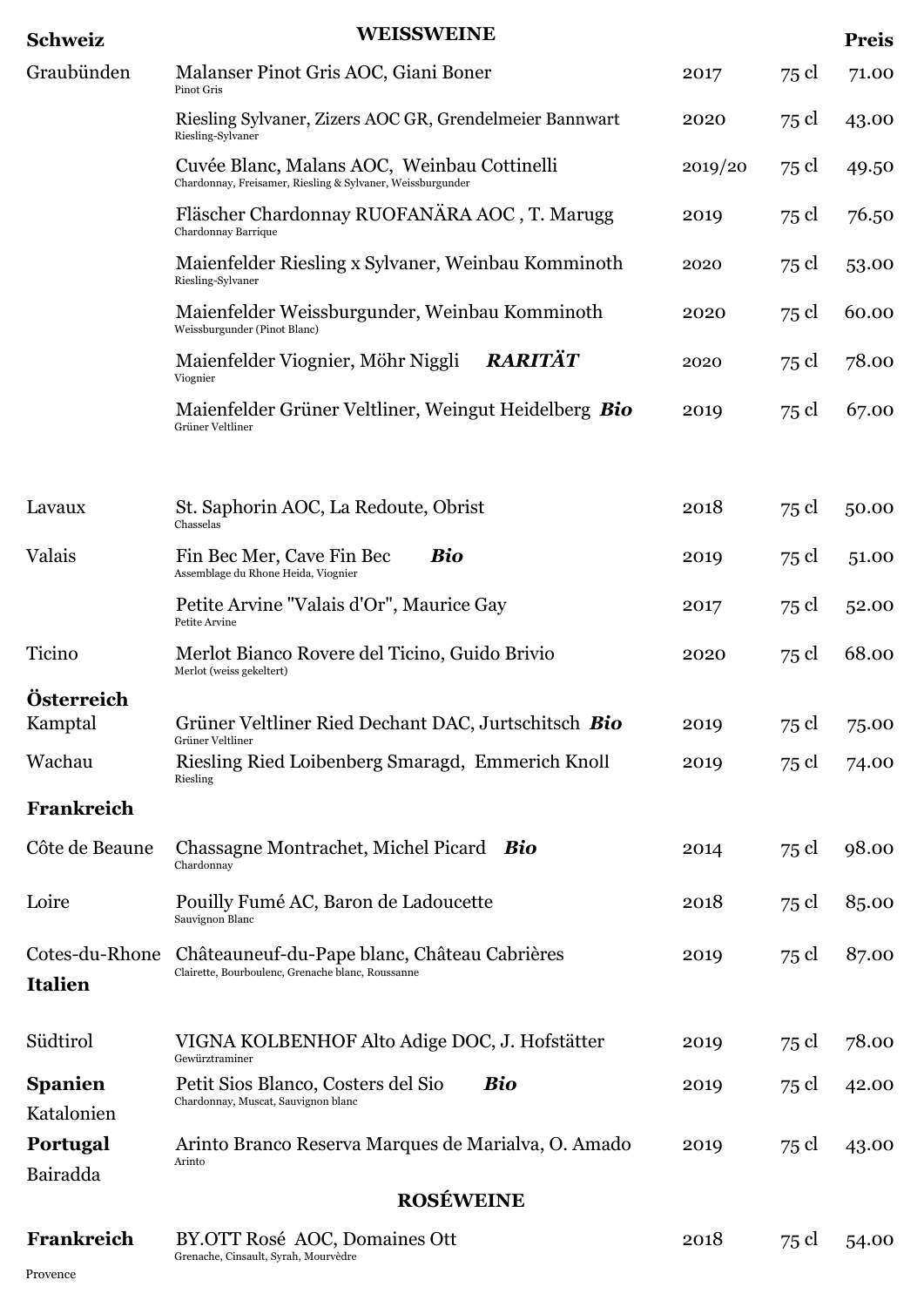## WEISSWEINE

| Schweiz | | | | Preis |
|---|---|---|---|---|
| Graubünden | Malanser Pinot Gris AOC, Giani Boner<br>Pinot Gris | 2017 | 75 cl | 71.00 |
| | Riesling Sylvaner, Zizers AOC GR, Grendelmeier Bannwart<br>Riesling-Sylvaner | 2020 | 75 cl | 43.00 |
| | Cuvée Blanc, Malans AOC, Weinbau Cottinelli<br>Chardonnay, Freisamer, Riesling & Sylvaner, Weissburgunder | 2019/20 | 75 cl | 49.50 |
| | Fläscher Chardonnay RUOFANÄRA AOC , T. Marugg<br>Chardonnay Barrique | 2019 | 75 cl | 76.50 |
| | Maienfelder Riesling x Sylvaner, Weinbau Komminoth<br>Riesling-Sylvaner | 2020 | 75 cl | 53.00 |
| | Maienfelder Weissburgunder, Weinbau Komminoth<br>Weissburgunder (Pinot Blanc) | 2020 | 75 cl | 60.00 |
| | Maienfelder Viognier, Möhr Niggli ***RARITÄT***<br>Viognier | 2020 | 75 cl | 78.00 |
| | Maienfelder Grüner Veltliner, Weingut Heidelberg ***Bio***<br>Grüner Veltliner | 2019 | 75 cl | 67.00 |
| Lavaux | St. Saphorin AOC, La Redoute, Obrist<br>Chasselas | 2018 | 75 cl | 50.00 |
| Valais | Fin Bec Mer, Cave Fin Bec ***Bio***<br>Assemblage du Rhone Heida, Viognier | 2019 | 75 cl | 51.00 |
| | Petite Arvine "Valais d'Or", Maurice Gay<br>Petite Arvine | 2017 | 75 cl | 52.00 |
| Ticino | Merlot Bianco Rovere del Ticino, Guido Brivio<br>Merlot (weiss gekeltert) | 2020 | 75 cl | 68.00 |
| **Österreich** | | | | |
| Kamptal | Grüner Veltliner Ried Dechant DAC, Jurtschitsch ***Bio***<br>Grüner Veltliner | 2019 | 75 cl | 75.00 |
| Wachau | Riesling Ried Loibenberg Smaragd, Emmerich Knoll<br>Riesling | 2019 | 75 cl | 74.00 |
| **Frankreich** | | | | |
| Côte de Beaune | Chassagne Montrachet, Michel Picard ***Bio***<br>Chardonnay | 2014 | 75 cl | 98.00 |
| Loire | Pouilly Fumé AC, Baron de Ladoucette<br>Sauvignon Blanc | 2018 | 75 cl | 85.00 |
| Cotes-du-Rhone | Châteauneuf-du-Pape blanc, Château Cabrières<br>Clairette, Bourboulenc, Grenache blanc, Roussanne | 2019 | 75 cl | 87.00 |
| **Italien** | | | | |
| Südtirol | VIGNA KOLBENHOF Alto Adige DOC, J. Hofstätter<br>Gewürztraminer | 2019 | 75 cl | 78.00 |
| **Spanien**<br>Katalonien | Petit Sios Blanco, Costers del Sio ***Bio***<br>Chardonnay, Muscat, Sauvignon blanc | 2019 | 75 cl | 42.00 |
| **Portugal**<br>Bairadda | Arinto Branco Reserva Marques de Marialva, O. Amado<br>Arinto | 2019 | 75 cl | 43.00 |

## ROSÉWEINE

| | | | | |
|---|---|---|---|---|
| **Frankreich**<br>Provence | BY.OTT Rosé AOC, Domaines Ott<br>Grenache, Cinsault, Syrah, Mourvèdre | 2018 | 75 cl | 54.00 |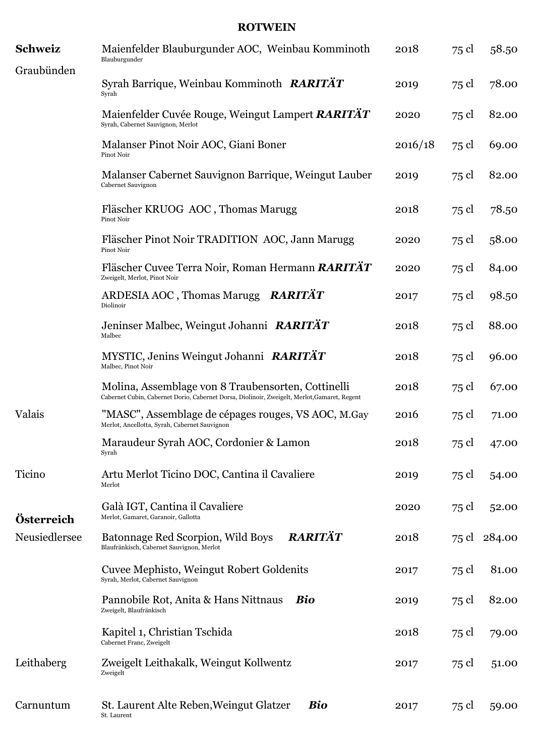# ROTWEIN

| | | | | |
|---|---|---|---|---|
| **Schweiz** | Maienfelder Blauburgunder AOC, Weinbau Komminoth<br>Blauburgunder | 2018 | 75 cl | 58.50 |
| Graubünden | Syrah Barrique, Weinbau Komminoth ***RARITÄT***<br>Syrah | 2019 | 75 cl | 78.00 |
| | Maienfelder Cuvée Rouge, Weingut Lampert ***RARITÄT***<br>Syrah, Cabernet Sauvignon, Merlot | 2020 | 75 cl | 82.00 |
| | Malanser Pinot Noir AOC, Giani Boner<br>Pinot Noir | 2016/18 | 75 cl | 69.00 |
| | Malanser Cabernet Sauvignon Barrique, Weingut Lauber<br>Cabernet Sauvignon | 2019 | 75 cl | 82.00 |
| | Fläscher KRUOG AOC , Thomas Marugg<br>Pinot Noir | 2018 | 75 cl | 78.50 |
| | Fläscher Pinot Noir TRADITION AOC, Jann Marugg<br>Pinot Noir | 2020 | 75 cl | 58.00 |
| | Fläscher Cuvee Terra Noir, Roman Hermann ***RARITÄT***<br>Zweigelt, Merlot, Pinot Noir | 2020 | 75 cl | 84.00 |
| | ARDESIA AOC , Thomas Marugg ***RARITÄT***<br>Diolinoir | 2017 | 75 cl | 98.50 |
| | Jeninser Malbec, Weingut Johanni ***RARITÄT***<br>Malbec | 2018 | 75 cl | 88.00 |
| | MYSTIC, Jenins Weingut Johanni ***RARITÄT***<br>Malbec, Pinot Noir | 2018 | 75 cl | 96.00 |
| | Molina, Assemblage von 8 Traubensorten, Cottinelli<br>Cabernet Cubin, Cabernet Dorio, Cabernet Dorsa, Diolinoir, Zweigelt, Merlot,Gamaret, Regent | 2018 | 75 cl | 67.00 |
| Valais | "MASC", Assemblage de cépages rouges, VS AOC, M.Gay<br>Merlot, Ancellotta, Syrah, Cabernet Sauvignon | 2016 | 75 cl | 71.00 |
| | Maraudeur Syrah AOC, Cordonier & Lamon<br>Syrah | 2018 | 75 cl | 47.00 |
| Ticino | Artu Merlot Ticino DOC, Cantina il Cavaliere<br>Merlot | 2019 | 75 cl | 54.00 |
| | Galà IGT, Cantina il Cavaliere<br>Merlot, Gamaret, Garanoir, Gallotta | 2020 | 75 cl | 52.00 |
| **Österreich** | | | | |
| Neusiedlersee | Batonnage Red Scorpion, Wild Boys ***RARITÄT***<br>Blaufränkisch, Cabernet Sauvignon, Merlot | 2018 | 75 cl | 284.00 |
| | Cuvee Mephisto, Weingut Robert Goldenits<br>Syrah, Merlot, Cabernet Sauvignon | 2017 | 75 cl | 81.00 |
| | Pannobile Rot, Anita & Hans Nittnaus ***Bio***<br>Zweigelt, Blaufränkisch | 2019 | 75 cl | 82.00 |
| | Kapitel 1, Christian Tschida<br>Cabernet Franc, Zweigelt | 2018 | 75 cl | 79.00 |
| Leithaberg | Zweigelt Leithakalk, Weingut Kollwentz<br>Zweigelt | 2017 | 75 cl | 51.00 |
| Carnuntum | St. Laurent Alte Reben,Weingut Glatzer ***Bio***<br>St. Laurent | 2017 | 75 cl | 59.00 |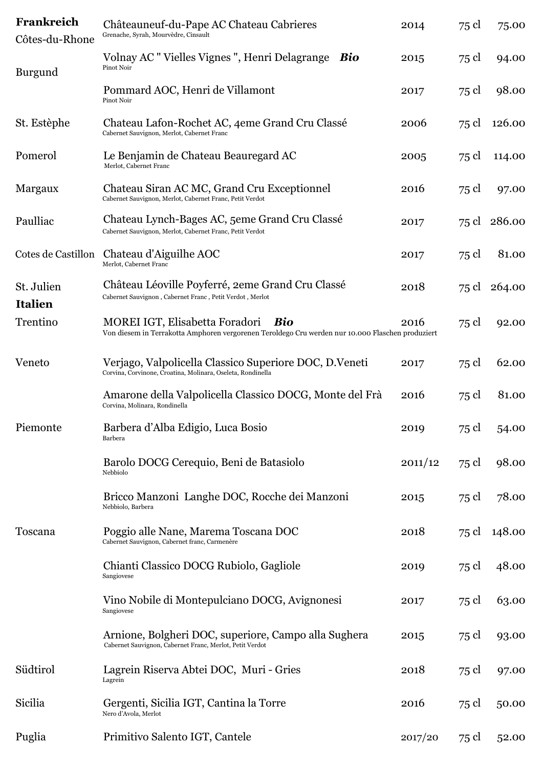| | | | | |
|---|---|---|---|---|
| **Frankreich** | | | | |
| Côtes-du-Rhone | Châteauneuf-du-Pape AC Chateau Cabrieres<br>Grenache, Syrah, Mourvèdre, Cinsault | 2014 | 75 cl | 75.00 |
| Burgund | Volnay AC " Vielles Vignes ", Henri Delagrange ***Bio***<br>Pinot Noir | 2015 | 75 cl | 94.00 |
| | Pommard AOC, Henri de Villamont<br>Pinot Noir | 2017 | 75 cl | 98.00 |
| St. Estèphe | Chateau Lafon-Rochet AC, 4eme Grand Cru Classé<br>Cabernet Sauvignon, Merlot, Cabernet Franc | 2006 | 75 cl | 126.00 |
| Pomerol | Le Benjamin de Chateau Beauregard AC<br>Merlot, Cabernet Franc | 2005 | 75 cl | 114.00 |
| Margaux | Chateau Siran AC MC, Grand Cru Exceptionnel<br>Cabernet Sauvignon, Merlot, Cabernet Franc, Petit Verdot | 2016 | 75 cl | 97.00 |
| Paulliac | Chateau Lynch-Bages AC, 5eme Grand Cru Classé<br>Cabernet Sauvignon, Merlot, Cabernet Franc, Petit Verdot | 2017 | 75 cl | 286.00 |
| Cotes de Castillon | Chateau d'Aiguilhe AOC<br>Merlot, Cabernet Franc | 2017 | 75 cl | 81.00 |
| St. Julien | Château Léoville Poyferré, 2eme Grand Cru Classé<br>Cabernet Sauvignon , Cabernet Franc , Petit Verdot , Merlot | 2018 | 75 cl | 264.00 |
| **Italien** | | | | |
| Trentino | MOREI IGT, Elisabetta Foradori ***Bio***<br>Von diesem in Terrakotta Amphoren vergorenen Teroldego Cru werden nur 10.000 Flaschen produziert | 2016 | 75 cl | 92.00 |
| Veneto | Verjago, Valpolicella Classico Superiore DOC, D.Veneti<br>Corvina, Corvinone, Croatina, Molinara, Oseleta, Rondinella | 2017 | 75 cl | 62.00 |
| | Amarone della Valpolicella Classico DOCG, Monte del Frà<br>Corvina, Molinara, Rondinella | 2016 | 75 cl | 81.00 |
| Piemonte | Barbera d'Alba Edigio, Luca Bosio<br>Barbera | 2019 | 75 cl | 54.00 |
| | Barolo DOCG Cerequio, Beni de Batasiolo<br>Nebbiolo | 2011/12 | 75 cl | 98.00 |
| | Bricco Manzoni Langhe DOC, Rocche dei Manzoni<br>Nebbiolo, Barbera | 2015 | 75 cl | 78.00 |
| Toscana | Poggio alle Nane, Marema Toscana DOC<br>Cabernet Sauvignon, Cabernet franc, Carmenère | 2018 | 75 cl | 148.00 |
| | Chianti Classico DOCG Rubiolo, Gagliole<br>Sangiovese | 2019 | 75 cl | 48.00 |
| | Vino Nobile di Montepulciano DOCG, Avignonesi<br>Sangiovese | 2017 | 75 cl | 63.00 |
| | Arnione, Bolgheri DOC, superiore, Campo alla Sughera<br>Cabernet Sauvignon, Cabernet Franc, Merlot, Petit Verdot | 2015 | 75 cl | 93.00 |
| Südtirol | Lagrein Riserva Abtei DOC, Muri - Gries<br>Lagrein | 2018 | 75 cl | 97.00 |
| Sicilia | Gergenti, Sicilia IGT, Cantina la Torre<br>Nero d'Avola, Merlot | 2016 | 75 cl | 50.00 |
| Puglia | Primitivo Salento IGT, Cantele | 2017/20 | 75 cl | 52.00 |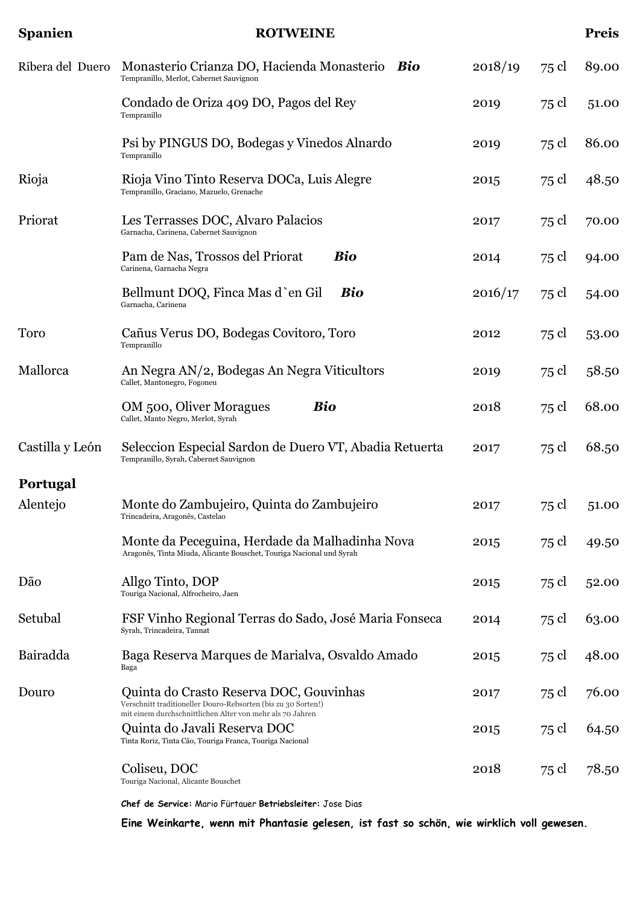| Spanien | ROTWEINE | | | Preis |
|---|---|---|---|---|
| Ribera del Duero | Monasterio Crianza DO, Hacienda Monasterio ***Bio***<br>Tempranillo, Merlot, Cabernet Sauvignon | 2018/19 | 75 cl | 89.00 |
| | Condado de Oriza 409 DO, Pagos del Rey<br>Tempranillo | 2019 | 75 cl | 51.00 |
| | Psi by PINGUS DO, Bodegas y Vinedos Alnardo<br>Tempranillo | 2019 | 75 cl | 86.00 |
| Rioja | Rioja Vino Tinto Reserva DOCa, Luis Alegre<br>Tempranillo, Graciano, Mazuelo, Grenache | 2015 | 75 cl | 48.50 |
| Priorat | Les Terrasses DOC, Alvaro Palacios<br>Garnacha, Carinena, Cabernet Sauvignon | 2017 | 75 cl | 70.00 |
| | Pam de Nas, Trossos del Priorat ***Bio***<br>Carinena, Garnacha Negra | 2014 | 75 cl | 94.00 |
| | Bellmunt DOQ, Finca Mas d`en Gil ***Bio***<br>Garnacha, Carinena | 2016/17 | 75 cl | 54.00 |
| Toro | Cañus Verus DO, Bodegas Covitoro, Toro<br>Tempranillo | 2012 | 75 cl | 53.00 |
| Mallorca | An Negra AN/2, Bodegas An Negra Viticultors<br>Callet, Mantonegro, Fogoneu | 2019 | 75 cl | 58.50 |
| | OM 500, Oliver Moragues ***Bio***<br>Callet, Manto Negro, Merlot, Syrah | 2018 | 75 cl | 68.00 |
| Castilla y León | Seleccion Especial Sardon de Duero VT, Abadia Retuerta<br>Tempranillo, Syrah, Cabernet Sauvignon | 2017 | 75 cl | 68.50 |
| **Portugal** | | | | |
| Alentejo | Monte do Zambujeiro, Quinta do Zambujeiro<br>Trincadeira, Aragonês, Castelao | 2017 | 75 cl | 51.00 |
| | Monte da Peceguina, Herdade da Malhadinha Nova<br>Aragonês, Tinta Miuda, Alicante Bouschet, Touriga Nacional und Syrah | 2015 | 75 cl | 49.50 |
| Dão | Allgo Tinto, DOP<br>Touriga Nacional, Alfrocheiro, Jaen | 2015 | 75 cl | 52.00 |
| Setubal | FSF Vinho Regional Terras do Sado, José Maria Fonseca<br>Syrah, Trincadeira, Tannat | 2014 | 75 cl | 63.00 |
| Bairadda | Baga Reserva Marques de Marialva, Osvaldo Amado<br>Baga | 2015 | 75 cl | 48.00 |
| Douro | Quinta do Crasto Reserva DOC, Gouvinhas<br>Verschnitt traditioneller Douro-Rebsorten (bis zu 30 Sorten!) mit einem durchschnittlichen Alter von mehr als 70 Jahren | 2017 | 75 cl | 76.00 |
| | Quinta do Javali Reserva DOC<br>Tinta Roriz, Tinta Cão, Touriga Franca, Touriga Nacional | 2015 | 75 cl | 64.50 |
| | Coliseu, DOC<br>Touriga Nacional, Alicante Bouschet | 2018 | 75 cl | 78.50 |

**Chef de Service:** Mario Fürtauer **Betriebsleiter:** Jose Dias

**Eine Weinkarte, wenn mit Phantasie gelesen, ist fast so schön, wie wirklich voll gewesen.**